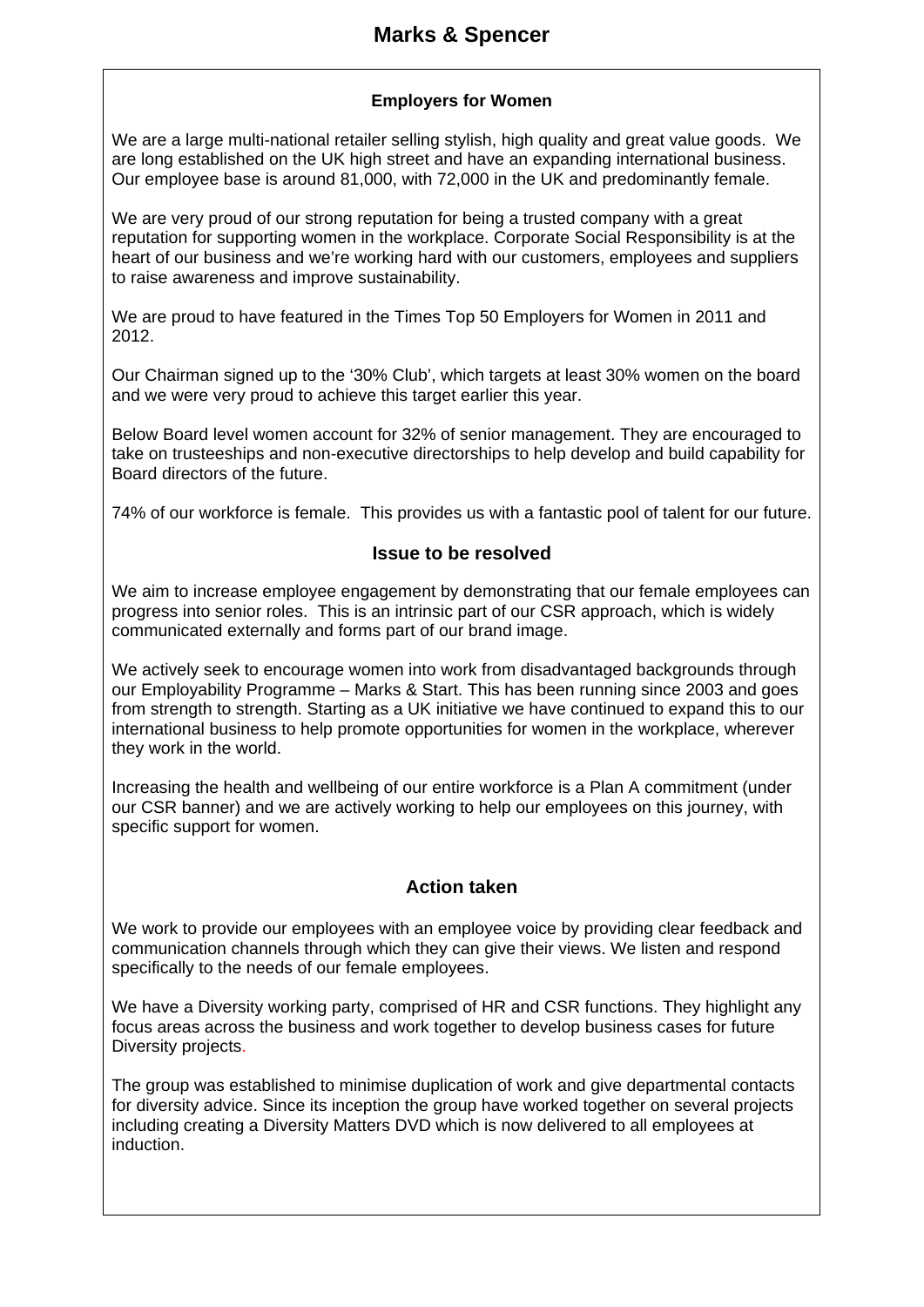# Marks & Spencer

### Employers for Women

We are a large multi-national retailer selling stylish, high quality and great value goods. We are long established on the UK high street and have an expanding international business. Our employee base is around 81,000, with 72,000 in the UK and predominantly female.

We are very proud of our strong reputation for being a trusted company with a great reputation for supporting women in the workplace. Corporate Social Responsibility is at the heart of our business and we're working hard with our customers, employees and suppliers to raise awareness and improve sustainability.

We are proud to have featured in the Times Top 50 Employers for Women in 2011 and 2012.

Our Chairman signed up to the '30% Club', which targets at least 30% women on the board and we were very proud to achieve this target earlier this year.

Below Board level women account for 32% of senior management. They are encouraged to take on trusteeships and non-executive directorships to help develop and build capability for Board directors of the future.

74% of our workforce is female. This provides us with a fantastic pool of talent for our future.

## Issue to be resolved

We aim to increase employee engagement by demonstrating that our female employees can progress into senior roles. This is an intrinsic part of our CSR approach, which is widely communicated externally and forms part of our brand image.

We actively seek to encourage women into work from disadvantaged backgrounds through our Employability Programme – Marks & Start. This has been running since 2003 and goes from strength to strength. Starting as a UK initiative we have continued to expand this to our international business to help promote opportunities for women in the workplace, wherever they work in the world.

Increasing the health and wellbeing of our entire workforce is a Plan A commitment (under our CSR banner) and we are actively working to help our employees on this journey, with specific support for women.

## Action taken

We work to provide our employees with an employee voice by providing clear feedback and communication channels through which they can give their views. We listen and respond specifically to the needs of our female employees.

We have a Diversity working party, comprised of HR and CSR functions. They highlight any focus areas across the business and work together to develop business cases for future Diversity projects.

The group was established to minimise duplication of work and give departmental contacts for diversity advice. Since its inception the group have worked together on several projects including creating a Diversity Matters DVD which is now delivered to all employees at induction.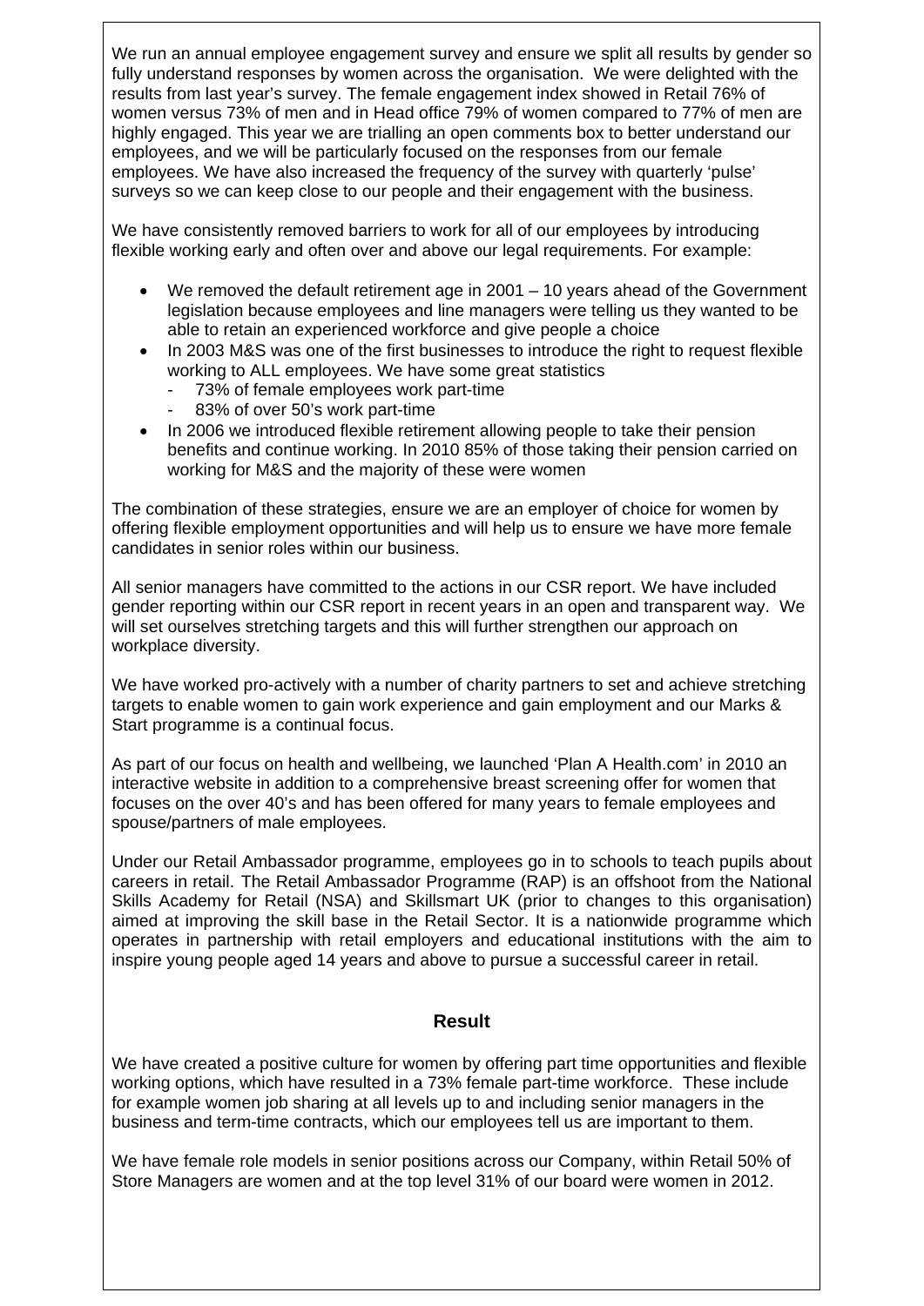We run an annual employee engagement survey and ensure we split all results by gender so fully understand responses by women across the organisation. We were delighted with the results from last year's survey. The female engagement index showed in Retail 76% of women versus 73% of men and in Head office 79% of women compared to 77% of men are highly engaged. This year we are trialling an open comments box to better understand our employees, and we will be particularly focused on the responses from our female employees. We have also increased the frequency of the survey with quarterly 'pulse' surveys so we can keep close to our people and their engagement with the business.

We have consistently removed barriers to work for all of our employees by introducing flexible working early and often over and above our legal requirements. For example:

- We removed the default retirement age in 2001 – 10 years ahead of the Government legislation because employees and line managers were telling us they wanted to be able to retain an experienced workforce and give people a choice
- In 2003 M&S was one of the first businesses to introduce the right to request flexible working to ALL employees. We have some great statistics
  - 73% of female employees work part-time
  - 83% of over 50's work part-time
- In 2006 we introduced flexible retirement allowing people to take their pension benefits and continue working. In 2010 85% of those taking their pension carried on working for M&S and the majority of these were women

The combination of these strategies, ensure we are an employer of choice for women by offering flexible employment opportunities and will help us to ensure we have more female candidates in senior roles within our business.

All senior managers have committed to the actions in our CSR report. We have included gender reporting within our CSR report in recent years in an open and transparent way. We will set ourselves stretching targets and this will further strengthen our approach on workplace diversity.

We have worked pro-actively with a number of charity partners to set and achieve stretching targets to enable women to gain work experience and gain employment and our Marks & Start programme is a continual focus.

As part of our focus on health and wellbeing, we launched 'Plan A Health.com' in 2010 an interactive website in addition to a comprehensive breast screening offer for women that focuses on the over 40's and has been offered for many years to female employees and spouse/partners of male employees.

Under our Retail Ambassador programme, employees go in to schools to teach pupils about careers in retail. The Retail Ambassador Programme (RAP) is an offshoot from the National Skills Academy for Retail (NSA) and Skillsmart UK (prior to changes to this organisation) aimed at improving the skill base in the Retail Sector. It is a nationwide programme which operates in partnership with retail employers and educational institutions with the aim to inspire young people aged 14 years and above to pursue a successful career in retail.

## Result

We have created a positive culture for women by offering part time opportunities and flexible working options, which have resulted in a 73% female part-time workforce. These include for example women job sharing at all levels up to and including senior managers in the business and term-time contracts, which our employees tell us are important to them.

We have female role models in senior positions across our Company, within Retail 50% of Store Managers are women and at the top level 31% of our board were women in 2012.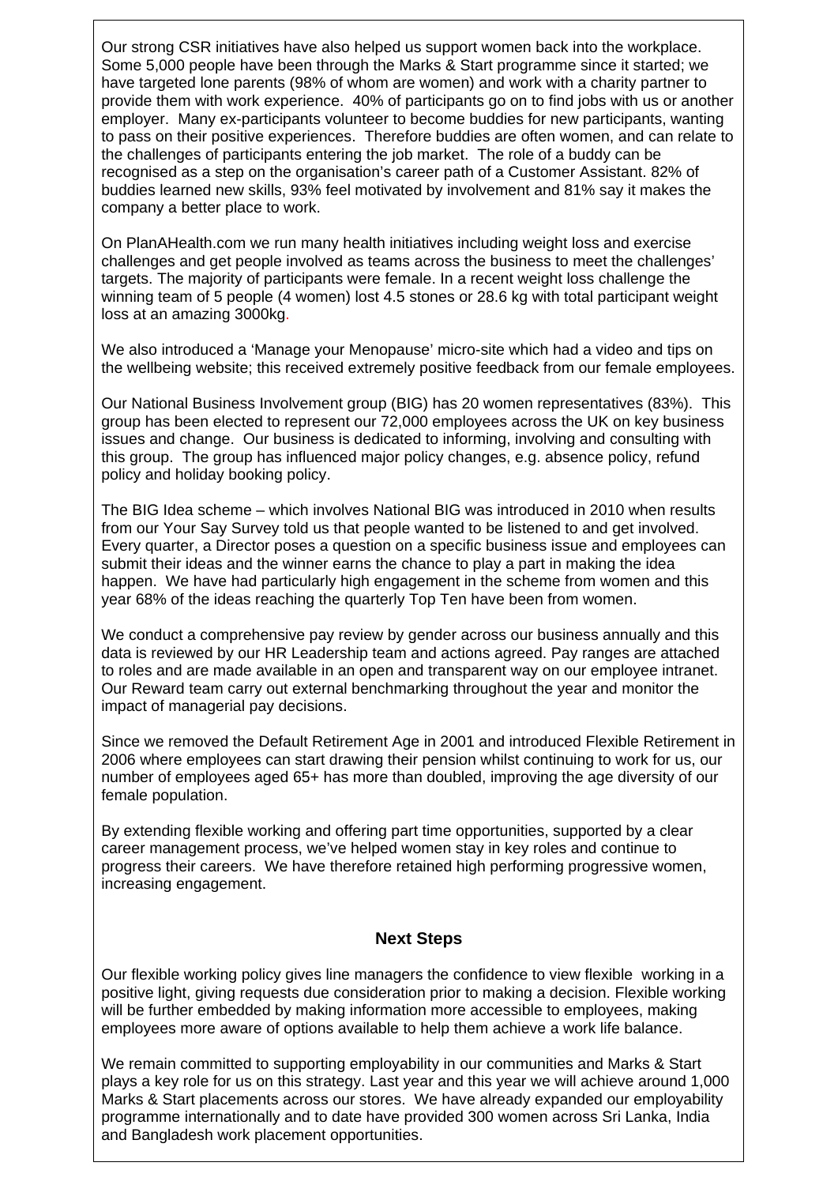Our strong CSR initiatives have also helped us support women back into the workplace. Some 5,000 people have been through the Marks & Start programme since it started; we have targeted lone parents (98% of whom are women) and work with a charity partner to provide them with work experience. 40% of participants go on to find jobs with us or another employer. Many ex-participants volunteer to become buddies for new participants, wanting to pass on their positive experiences. Therefore buddies are often women, and can relate to the challenges of participants entering the job market. The role of a buddy can be recognised as a step on the organisation's career path of a Customer Assistant. 82% of buddies learned new skills, 93% feel motivated by involvement and 81% say it makes the company a better place to work.

On PlanAHealth.com we run many health initiatives including weight loss and exercise challenges and get people involved as teams across the business to meet the challenges' targets. The majority of participants were female. In a recent weight loss challenge the winning team of 5 people (4 women) lost 4.5 stones or 28.6 kg with total participant weight loss at an amazing 3000kg.

We also introduced a 'Manage your Menopause' micro-site which had a video and tips on the wellbeing website; this received extremely positive feedback from our female employees.

Our National Business Involvement group (BIG) has 20 women representatives (83%). This group has been elected to represent our 72,000 employees across the UK on key business issues and change. Our business is dedicated to informing, involving and consulting with this group. The group has influenced major policy changes, e.g. absence policy, refund policy and holiday booking policy.

The BIG Idea scheme – which involves National BIG was introduced in 2010 when results from our Your Say Survey told us that people wanted to be listened to and get involved. Every quarter, a Director poses a question on a specific business issue and employees can submit their ideas and the winner earns the chance to play a part in making the idea happen. We have had particularly high engagement in the scheme from women and this year 68% of the ideas reaching the quarterly Top Ten have been from women.

We conduct a comprehensive pay review by gender across our business annually and this data is reviewed by our HR Leadership team and actions agreed. Pay ranges are attached to roles and are made available in an open and transparent way on our employee intranet. Our Reward team carry out external benchmarking throughout the year and monitor the impact of managerial pay decisions.

Since we removed the Default Retirement Age in 2001 and introduced Flexible Retirement in 2006 where employees can start drawing their pension whilst continuing to work for us, our number of employees aged 65+ has more than doubled, improving the age diversity of our female population.

By extending flexible working and offering part time opportunities, supported by a clear career management process, we've helped women stay in key roles and continue to progress their careers. We have therefore retained high performing progressive women, increasing engagement.

## Next Steps

Our flexible working policy gives line managers the confidence to view flexible working in a positive light, giving requests due consideration prior to making a decision. Flexible working will be further embedded by making information more accessible to employees, making employees more aware of options available to help them achieve a work life balance.

We remain committed to supporting employability in our communities and Marks & Start plays a key role for us on this strategy. Last year and this year we will achieve around 1,000 Marks & Start placements across our stores. We have already expanded our employability programme internationally and to date have provided 300 women across Sri Lanka, India and Bangladesh work placement opportunities.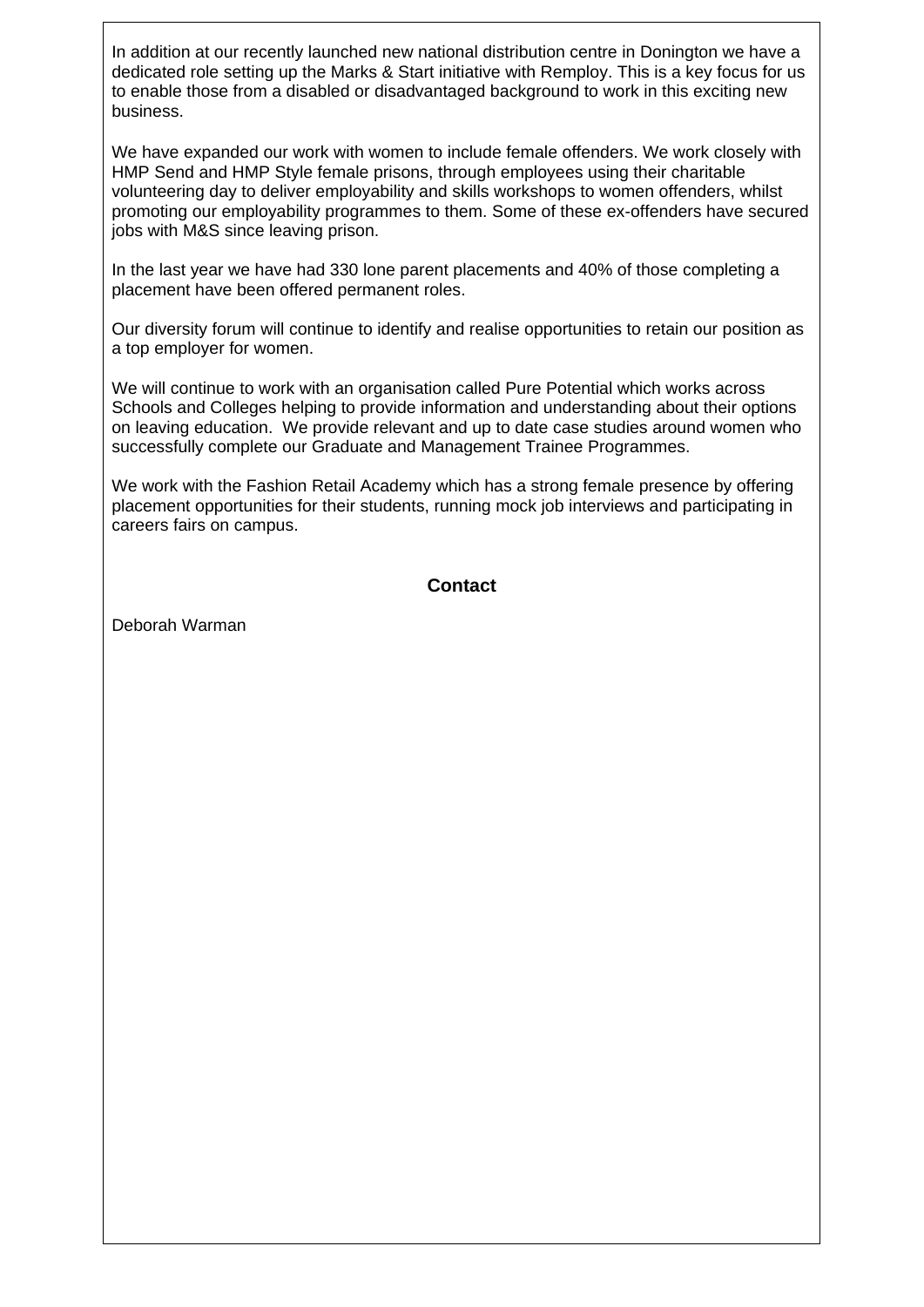In addition at our recently launched new national distribution centre in Donington we have a dedicated role setting up the Marks & Start initiative with Remploy. This is a key focus for us to enable those from a disabled or disadvantaged background to work in this exciting new business.

We have expanded our work with women to include female offenders. We work closely with HMP Send and HMP Style female prisons, through employees using their charitable volunteering day to deliver employability and skills workshops to women offenders, whilst promoting our employability programmes to them. Some of these ex-offenders have secured jobs with M&S since leaving prison.

In the last year we have had 330 lone parent placements and 40% of those completing a placement have been offered permanent roles.

Our diversity forum will continue to identify and realise opportunities to retain our position as a top employer for women.

We will continue to work with an organisation called Pure Potential which works across Schools and Colleges helping to provide information and understanding about their options on leaving education. We provide relevant and up to date case studies around women who successfully complete our Graduate and Management Trainee Programmes.

We work with the Fashion Retail Academy which has a strong female presence by offering placement opportunities for their students, running mock job interviews and participating in careers fairs on campus.

## Contact

Deborah Warman